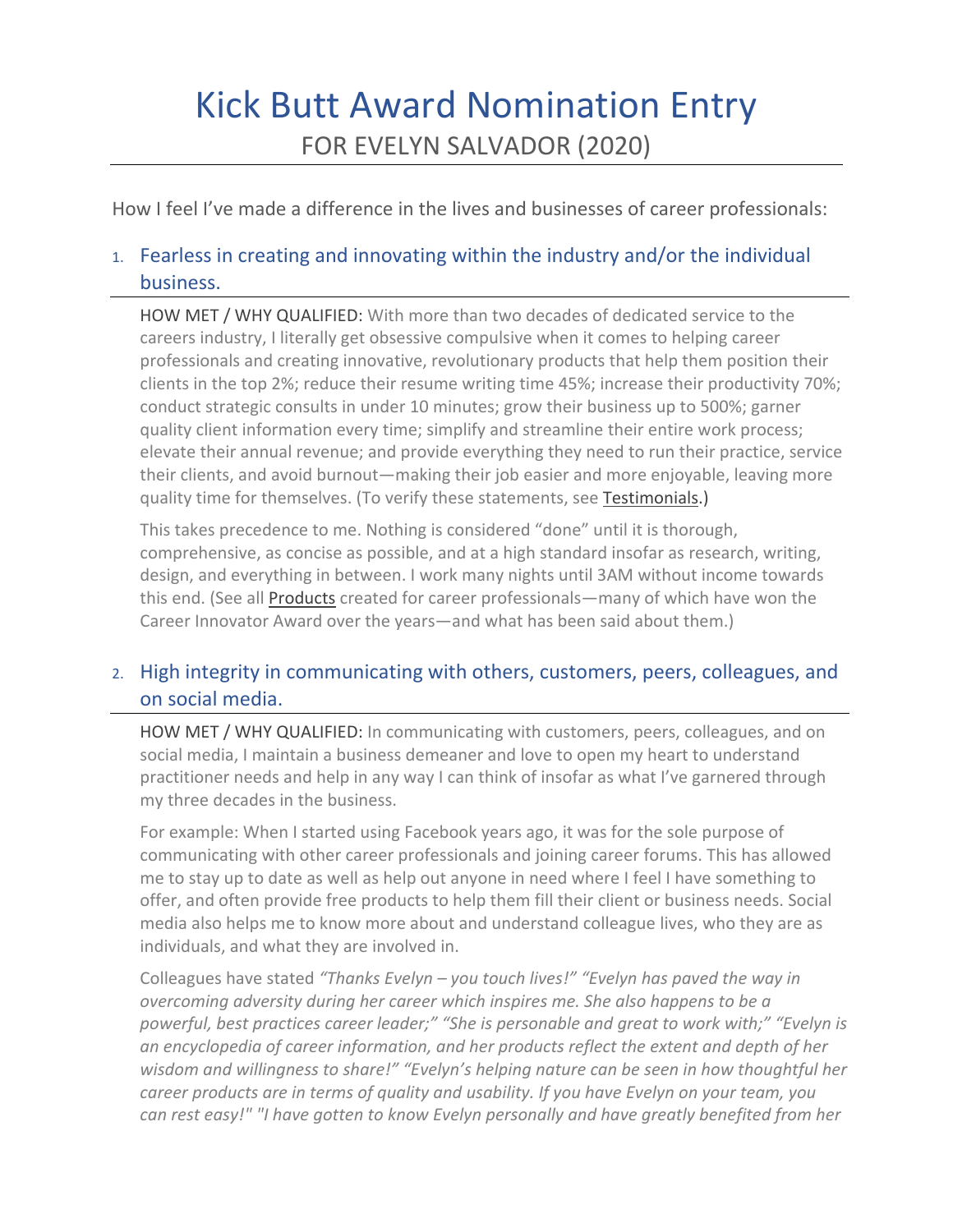# Kick Butt Award Nomination Entry

FOR EVELYN SALVADOR (2020)

How I feel I've made a difference in the lives and businesses of career professionals:

## 1. Fearless in creating and innovating within the industry and/or the individual business.

HOW MET / WHY QUALIFIED: With more than two decades of dedicated service to the careers industry, I literally get obsessive compulsive when it comes to helping career professionals and creating innovative, revolutionary products that help them position their clients in the top 2%; reduce their resume writing time 45%; increase their productivity 70%; conduct strategic consults in under 10 minutes; grow their business up to 500%; garner quality client information every time; simplify and streamline their entire work process; elevate their annual revenue; and provide everything they need to run their practice, service their clients, and avoid burnout—making their job easier and more enjoyable, leaving more quality time for themselves. (To verify these statements, see Testimonials.)

This takes precedence to me. Nothing is considered "done" until it is thorough, comprehensive, as concise as possible, and at a high standard insofar as research, writing, design, and everything in between. I work many nights until 3AM without income towards this end. (See all Products created for career professionals—many of which have won the Career Innovator Award over the years—and what has been said about them.)

## 2. High integrity in communicating with others, customers, peers, colleagues, and on social media.

HOW MET / WHY QUALIFIED: In communicating with customers, peers, colleagues, and on social media, I maintain a business demeaner and love to open my heart to understand practitioner needs and help in any way I can think of insofar as what I've garnered through my three decades in the business.

For example: When I started using Facebook years ago, it was for the sole purpose of communicating with other career professionals and joining career forums. This has allowed me to stay up to date as well as help out anyone in need where I feel I have something to offer, and often provide free products to help them fill their client or business needs. Social media also helps me to know more about and understand colleague lives, who they are as individuals, and what they are involved in.

Colleagues have stated *"Thanks Evelyn – you touch lives!" "Evelyn has paved the way in overcoming adversity during her career which inspires me. She also happens to be a powerful, best practices career leader;" "She is personable and great to work with;" "Evelyn is an encyclopedia of career information, and her products reflect the extent and depth of her wisdom and willingness to share!" "Evelyn's helping nature can be seen in how thoughtful her career products are in terms of quality and usability. If you have Evelyn on your team, you can rest easy!" "I have gotten to know Evelyn personally and have greatly benefited from her*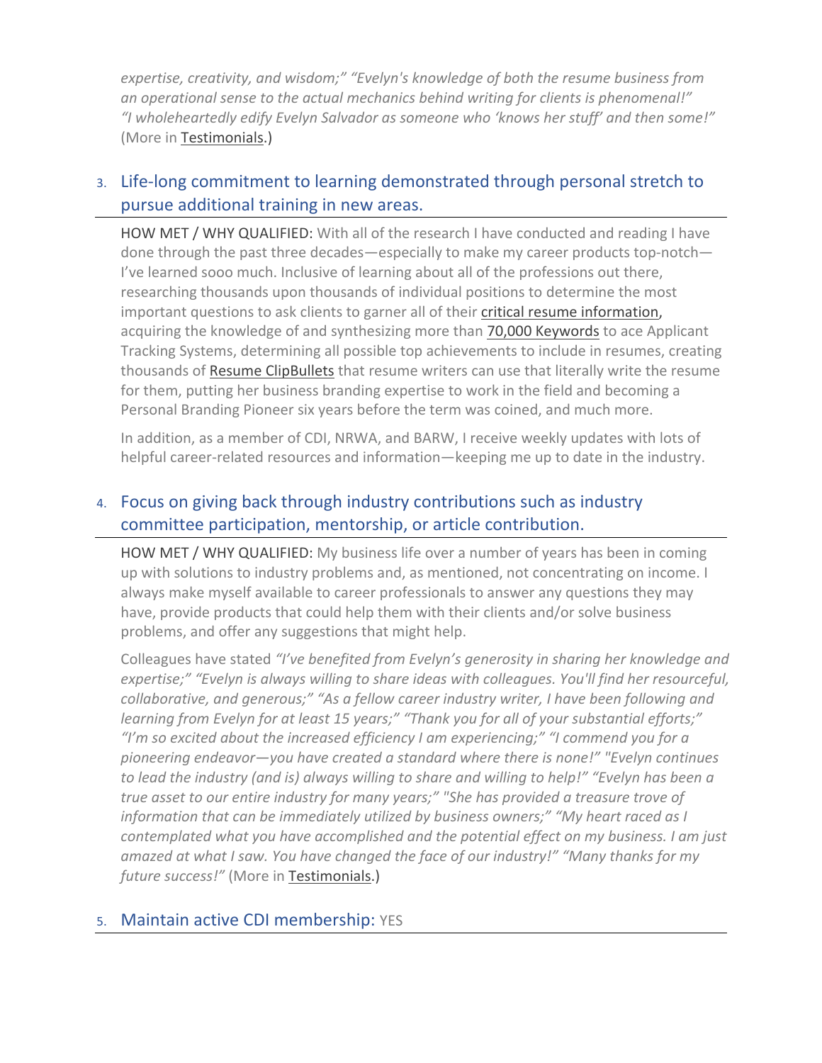*expertise, creativity, and wisdom;" "Evelyn's knowledge of both the resume business from an operational sense to the actual mechanics behind writing for clients is phenomenal!" "I wholeheartedly edify Evelyn Salvador as someone who 'knows her stuff' and then some!"* (More in Testimonials.)

3. Life-long commitment to learning demonstrated through personal stretch to pursue additional training in new areas.

HOW MET / WHY QUALIFIED: With all of the research I have conducted and reading I have done through the past three decades—especially to make my career products top-notch—I've learned sooo much. Inclusive of learning about all of the professions out there, researching thousands upon thousands of individual positions to determine the most important questions to ask clients to garner all of their critical resume information, acquiring the knowledge of and synthesizing more than 70,000 Keywords to ace Applicant Tracking Systems, determining all possible top achievements to include in resumes, creating thousands of Resume ClipBullets that resume writers can use that literally write the resume for them, putting her business branding expertise to work in the field and becoming a Personal Branding Pioneer six years before the term was coined, and much more.

In addition, as a member of CDI, NRWA, and BARW, I receive weekly updates with lots of helpful career-related resources and information—keeping me up to date in the industry.

4. Focus on giving back through industry contributions such as industry committee participation, mentorship, or article contribution.

HOW MET / WHY QUALIFIED: My business life over a number of years has been in coming up with solutions to industry problems and, as mentioned, not concentrating on income. I always make myself available to career professionals to answer any questions they may have, provide products that could help them with their clients and/or solve business problems, and offer any suggestions that might help.

Colleagues have stated *"I've benefited from Evelyn's generosity in sharing her knowledge and expertise;" "Evelyn is always willing to share ideas with colleagues. You'll find her resourceful, collaborative, and generous;" "As a fellow career industry writer, I have been following and learning from Evelyn for at least 15 years;" "Thank you for all of your substantial efforts;" "I'm so excited about the increased efficiency I am experiencing;" "I commend you for a pioneering endeavor—you have created a standard where there is none!" "Evelyn continues to lead the industry (and is) always willing to share and willing to help!" "Evelyn has been a true asset to our entire industry for many years;" "She has provided a treasure trove of information that can be immediately utilized by business owners;" "My heart raced as I contemplated what you have accomplished and the potential effect on my business. I am just amazed at what I saw. You have changed the face of our industry!" "Many thanks for my future success!"* (More in Testimonials.)

5. Maintain active CDI membership: YES